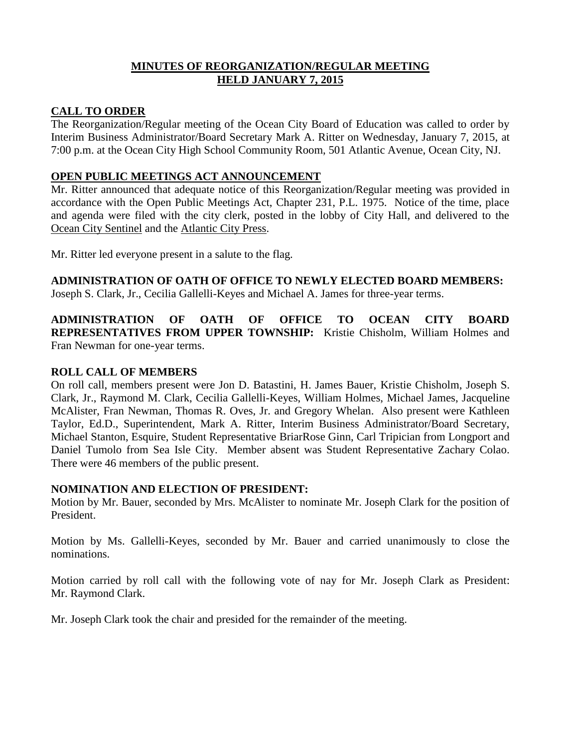# MINUTES OF REORGANIZATION/REGULAR MEETING HELD JANUARY 7, 2015

## CALL TO ORDER

The Reorganization/Regular meeting of the Ocean City Board of Education was called to order by Interim Business Administrator/Board Secretary Mark A. Ritter on Wednesday, January 7, 2015, at 7:00 p.m. at the Ocean City High School Community Room, 501 Atlantic Avenue, Ocean City, NJ.

## OPEN PUBLIC MEETINGS ACT ANNOUNCEMENT

Mr. Ritter announced that adequate notice of this Reorganization/Regular meeting was provided in accordance with the Open Public Meetings Act, Chapter 231, P.L. 1975. Notice of the time, place and agenda were filed with the city clerk, posted in the lobby of City Hall, and delivered to the Ocean City Sentinel and the Atlantic City Press.

Mr. Ritter led everyone present in a salute to the flag.

**ADMINISTRATION OF OATH OF OFFICE TO NEWLY ELECTED BOARD MEMBERS:** Joseph S. Clark, Jr., Cecilia Gallelli-Keyes and Michael A. James for three-year terms.

**ADMINISTRATION OF OATH OF OFFICE TO OCEAN CITY BOARD REPRESENTATIVES FROM UPPER TOWNSHIP:** Kristie Chisholm, William Holmes and Fran Newman for one-year terms.

**ROLL CALL OF MEMBERS**

On roll call, members present were Jon D. Batastini, H. James Bauer, Kristie Chisholm, Joseph S. Clark, Jr., Raymond M. Clark, Cecilia Gallelli-Keyes, William Holmes, Michael James, Jacqueline McAlister, Fran Newman, Thomas R. Oves, Jr. and Gregory Whelan. Also present were Kathleen Taylor, Ed.D., Superintendent, Mark A. Ritter, Interim Business Administrator/Board Secretary, Michael Stanton, Esquire, Student Representative BriarRose Ginn, Carl Tripician from Longport and Daniel Tumolo from Sea Isle City. Member absent was Student Representative Zachary Colao. There were 46 members of the public present.

**NOMINATION AND ELECTION OF PRESIDENT:**

Motion by Mr. Bauer, seconded by Mrs. McAlister to nominate Mr. Joseph Clark for the position of President.

Motion by Ms. Gallelli-Keyes, seconded by Mr. Bauer and carried unanimously to close the nominations.

Motion carried by roll call with the following vote of nay for Mr. Joseph Clark as President: Mr. Raymond Clark.

Mr. Joseph Clark took the chair and presided for the remainder of the meeting.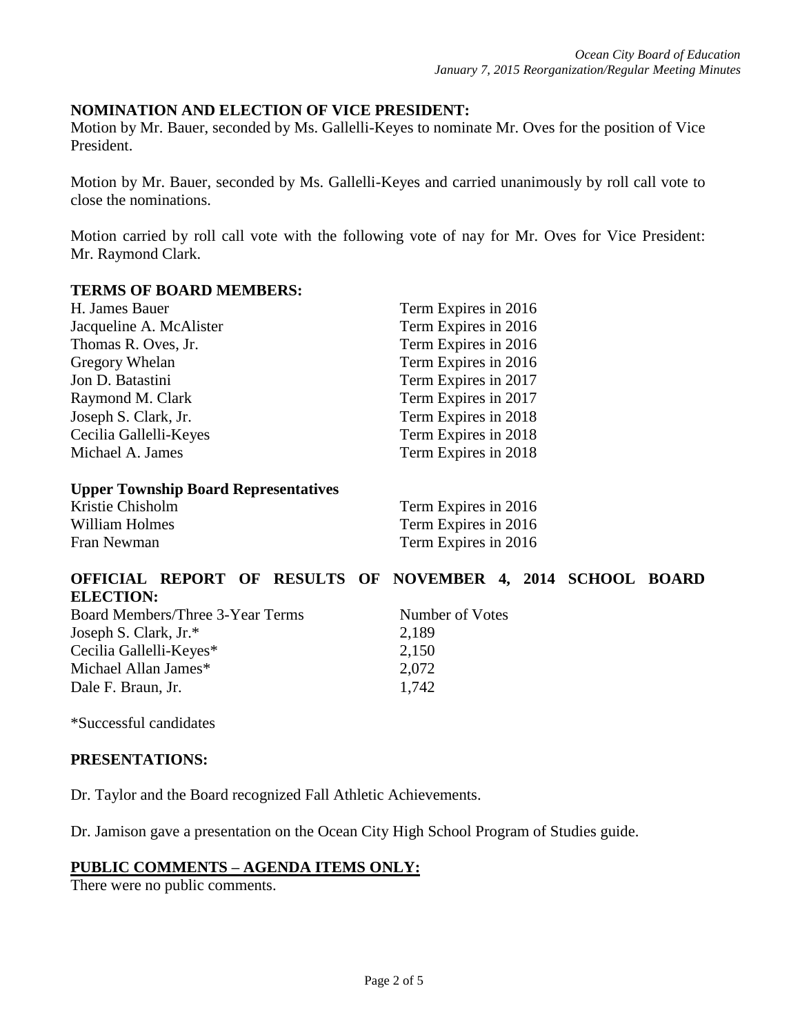## NOMINATION AND ELECTION OF VICE PRESIDENT:

Motion by Mr. Bauer, seconded by Ms. Gallelli-Keyes to nominate Mr. Oves for the position of Vice President.

Motion by Mr. Bauer, seconded by Ms. Gallelli-Keyes and carried unanimously by roll call vote to close the nominations.

Motion carried by roll call vote with the following vote of nay for Mr. Oves for Vice President: Mr. Raymond Clark.

## TERMS OF BOARD MEMBERS:

| | |
|---|---|
| H. James Bauer | Term Expires in 2016 |
| Jacqueline A. McAlister | Term Expires in 2016 |
| Thomas R. Oves, Jr. | Term Expires in 2016 |
| Gregory Whelan | Term Expires in 2016 |
| Jon D. Batastini | Term Expires in 2017 |
| Raymond M. Clark | Term Expires in 2017 |
| Joseph S. Clark, Jr. | Term Expires in 2018 |
| Cecilia Gallelli-Keyes | Term Expires in 2018 |
| Michael A. James | Term Expires in 2018 |

### Upper Township Board Representatives

| | |
|---|---|
| Kristie Chisholm | Term Expires in 2016 |
| William Holmes | Term Expires in 2016 |
| Fran Newman | Term Expires in 2016 |

## OFFICIAL REPORT OF RESULTS OF NOVEMBER 4, 2014 SCHOOL BOARD ELECTION:

| Board Members/Three 3-Year Terms | Number of Votes |
|---|---|
| Joseph S. Clark, Jr.* | 2,189 |
| Cecilia Gallelli-Keyes* | 2,150 |
| Michael Allan James* | 2,072 |
| Dale F. Braun, Jr. | 1,742 |

*Successful candidates

## PRESENTATIONS:

Dr. Taylor and the Board recognized Fall Athletic Achievements.

Dr. Jamison gave a presentation on the Ocean City High School Program of Studies guide.

## PUBLIC COMMENTS – AGENDA ITEMS ONLY:

There were no public comments.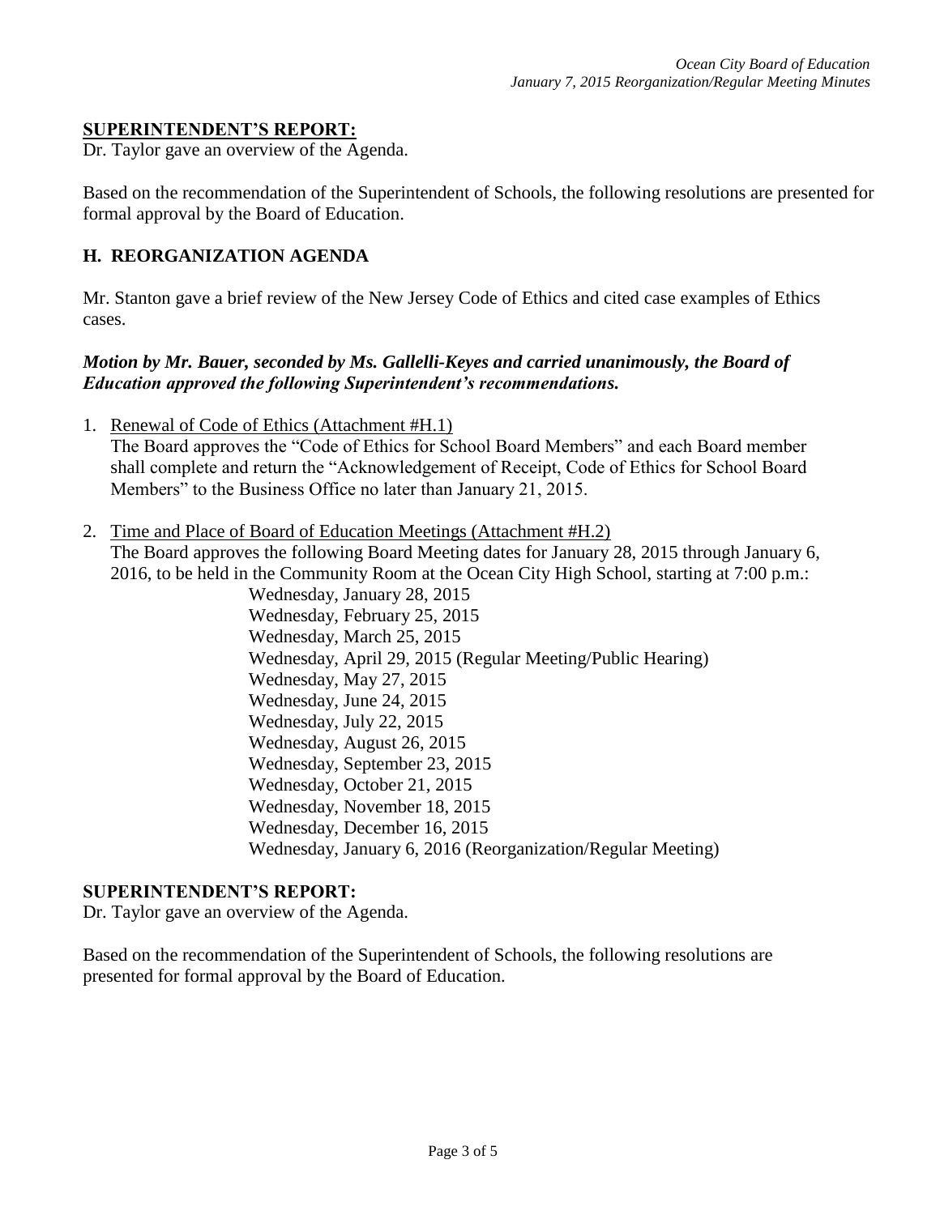## SUPERINTENDENT'S REPORT:

Dr. Taylor gave an overview of the Agenda.

Based on the recommendation of the Superintendent of Schools, the following resolutions are presented for formal approval by the Board of Education.

## H. REORGANIZATION AGENDA

Mr. Stanton gave a brief review of the New Jersey Code of Ethics and cited case examples of Ethics cases.

***Motion by Mr. Bauer, seconded by Ms. Gallelli-Keyes and carried unanimously, the Board of Education approved the following Superintendent's recommendations.***

1. Renewal of Code of Ethics (Attachment #H.1)
   The Board approves the "Code of Ethics for School Board Members" and each Board member shall complete and return the "Acknowledgement of Receipt, Code of Ethics for School Board Members" to the Business Office no later than January 21, 2015.

2. Time and Place of Board of Education Meetings (Attachment #H.2)
   The Board approves the following Board Meeting dates for January 28, 2015 through January 6, 2016, to be held in the Community Room at the Ocean City High School, starting at 7:00 p.m.:
   - Wednesday, January 28, 2015
   - Wednesday, February 25, 2015
   - Wednesday, March 25, 2015
   - Wednesday, April 29, 2015 (Regular Meeting/Public Hearing)
   - Wednesday, May 27, 2015
   - Wednesday, June 24, 2015
   - Wednesday, July 22, 2015
   - Wednesday, August 26, 2015
   - Wednesday, September 23, 2015
   - Wednesday, October 21, 2015
   - Wednesday, November 18, 2015
   - Wednesday, December 16, 2015
   - Wednesday, January 6, 2016 (Reorganization/Regular Meeting)

## SUPERINTENDENT'S REPORT:

Dr. Taylor gave an overview of the Agenda.

Based on the recommendation of the Superintendent of Schools, the following resolutions are presented for formal approval by the Board of Education.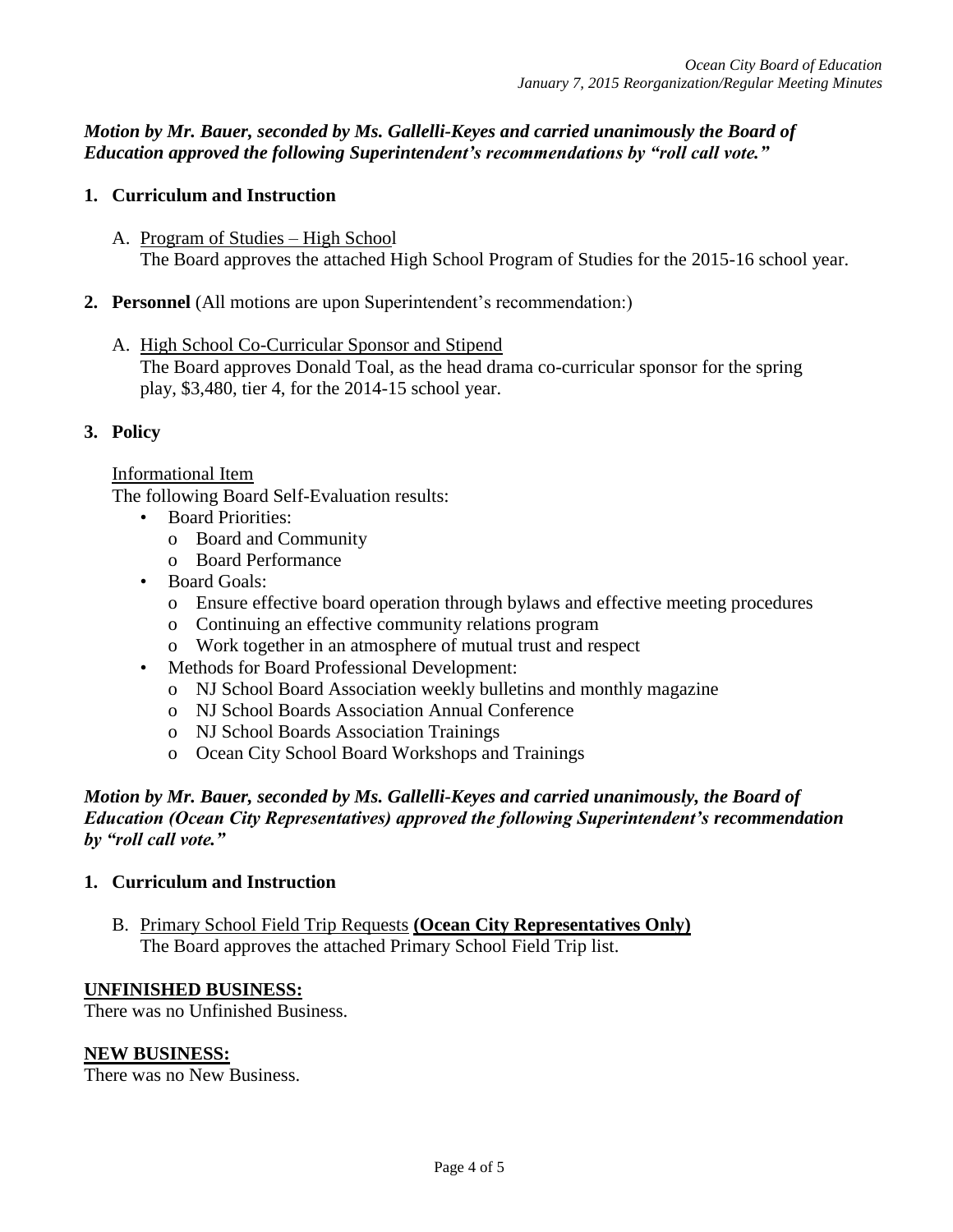***Motion by Mr. Bauer, seconded by Ms. Gallelli-Keyes and carried unanimously the Board of Education approved the following Superintendent's recommendations by "roll call vote."***

**1. Curriculum and Instruction**

A. Program of Studies – High School
The Board approves the attached High School Program of Studies for the 2015-16 school year.

**2. Personnel** (All motions are upon Superintendent's recommendation:)

A. High School Co-Curricular Sponsor and Stipend
The Board approves Donald Toal, as the head drama co-curricular sponsor for the spring play, $3,480, tier 4, for the 2014-15 school year.

**3. Policy**

Informational Item
The following Board Self-Evaluation results:

- Board Priorities:
  - Board and Community
  - Board Performance
- Board Goals:
  - Ensure effective board operation through bylaws and effective meeting procedures
  - Continuing an effective community relations program
  - Work together in an atmosphere of mutual trust and respect
- Methods for Board Professional Development:
  - NJ School Board Association weekly bulletins and monthly magazine
  - NJ School Boards Association Annual Conference
  - NJ School Boards Association Trainings
  - Ocean City School Board Workshops and Trainings

***Motion by Mr. Bauer, seconded by Ms. Gallelli-Keyes and carried unanimously, the Board of Education (Ocean City Representatives) approved the following Superintendent's recommendation by "roll call vote."***

**1. Curriculum and Instruction**

B. Primary School Field Trip Requests **(Ocean City Representatives Only)**
The Board approves the attached Primary School Field Trip list.

**UNFINISHED BUSINESS:**
There was no Unfinished Business.

**NEW BUSINESS:**
There was no New Business.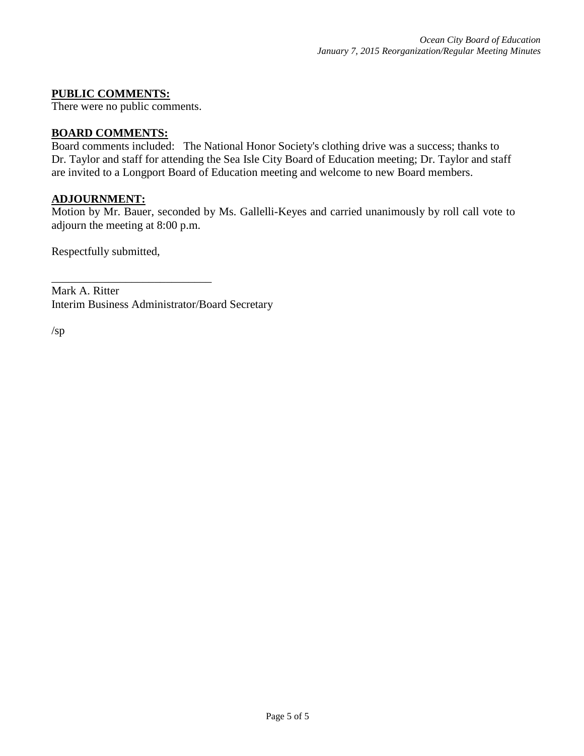**PUBLIC COMMENTS:**
There were no public comments.

**BOARD COMMENTS:**
Board comments included: The National Honor Society's clothing drive was a success; thanks to Dr. Taylor and staff for attending the Sea Isle City Board of Education meeting; Dr. Taylor and staff are invited to a Longport Board of Education meeting and welcome to new Board members.

**ADJOURNMENT:**
Motion by Mr. Bauer, seconded by Ms. Gallelli-Keyes and carried unanimously by roll call vote to adjourn the meeting at 8:00 p.m.

Respectfully submitted,

____________________________
Mark A. Ritter
Interim Business Administrator/Board Secretary

/sp